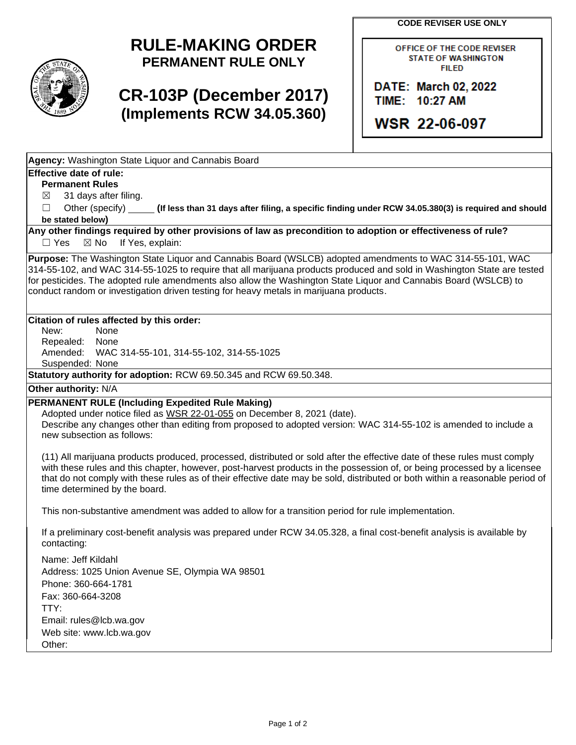# RULE-MAKING ORDER
## PERMANENT RULE ONLY

## CR-103P (December 2017)
## (Implements RCW 34.05.360)

**CODE REVISER USE ONLY**

OFFICE OF THE CODE REVISER
STATE OF WASHINGTON
FILED

DATE: March 02, 2022
TIME: 10:27 AM

WSR 22-06-097

**Agency:** Washington State Liquor and Cannabis Board

**Effective date of rule:**

**Permanent Rules**

☒ 31 days after filing.

☐ Other (specify) _____ **(If less than 31 days after filing, a specific finding under RCW 34.05.380(3) is required and should be stated below)**

**Any other findings required by other provisions of law as precondition to adoption or effectiveness of rule?**

☐ Yes ☒ No If Yes, explain:

**Purpose:** The Washington State Liquor and Cannabis Board (WSLCB) adopted amendments to WAC 314-55-101, WAC 314-55-102, and WAC 314-55-1025 to require that all marijuana products produced and sold in Washington State are tested for pesticides. The adopted rule amendments also allow the Washington State Liquor and Cannabis Board (WSLCB) to conduct random or investigation driven testing for heavy metals in marijuana products.

**Citation of rules affected by this order:**

New: None
Repealed: None
Amended: WAC 314-55-101, 314-55-102, 314-55-1025
Suspended: None

**Statutory authority for adoption:** RCW 69.50.345 and RCW 69.50.348.

**Other authority:** N/A

**PERMANENT RULE (Including Expedited Rule Making)**

Adopted under notice filed as WSR 22-01-055 on December 8, 2021 (date).

Describe any changes other than editing from proposed to adopted version: WAC 314-55-102 is amended to include a new subsection as follows:

(11) All marijuana products produced, processed, distributed or sold after the effective date of these rules must comply with these rules and this chapter, however, post-harvest products in the possession of, or being processed by a licensee that do not comply with these rules as of their effective date may be sold, distributed or both within a reasonable period of time determined by the board.

This non-substantive amendment was added to allow for a transition period for rule implementation.

If a preliminary cost-benefit analysis was prepared under RCW 34.05.328, a final cost-benefit analysis is available by contacting:

Name: Jeff Kildahl
Address: 1025 Union Avenue SE, Olympia WA 98501
Phone: 360-664-1781
Fax: 360-664-3208
TTY:
Email: rules@lcb.wa.gov
Web site: www.lcb.wa.gov
Other: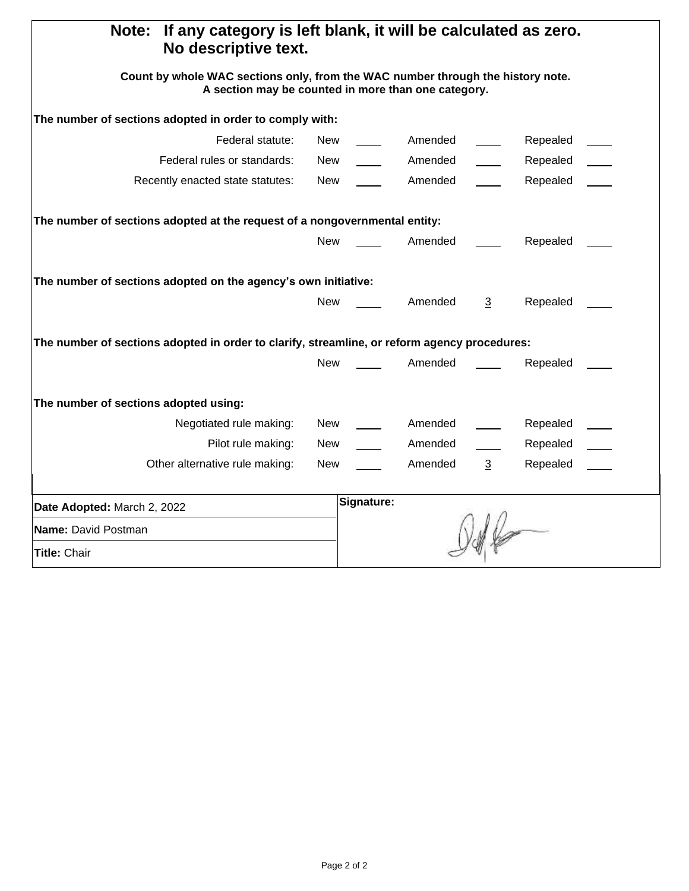**Note: If any category is left blank, it will be calculated as zero. No descriptive text.**

**Count by whole WAC sections only, from the WAC number through the history note. A section may be counted in more than one category.**

**The number of sections adopted in order to comply with:**

| | New | Amended | Repealed |
|---|---|---|---|
| Federal statute: | | | |
| Federal rules or standards: | | | |
| Recently enacted state statutes: | | | |

**The number of sections adopted at the request of a nongovernmental entity:**

| New | Amended | Repealed |
|---|---|---|
| | | |

**The number of sections adopted on the agency's own initiative:**

| New | Amended | Repealed |
|---|---|---|
| | 3 | |

**The number of sections adopted in order to clarify, streamline, or reform agency procedures:**

| New | Amended | Repealed |
|---|---|---|
| | | |

**The number of sections adopted using:**

| | New | Amended | Repealed |
|---|---|---|---|
| Negotiated rule making: | | | |
| Pilot rule making: | | | |
| Other alternative rule making: | | 3 | |

| | |
|---|---|
| **Date Adopted:** March 2, 2022 | **Signature:** |
| **Name:** David Postman | |
| **Title:** Chair | |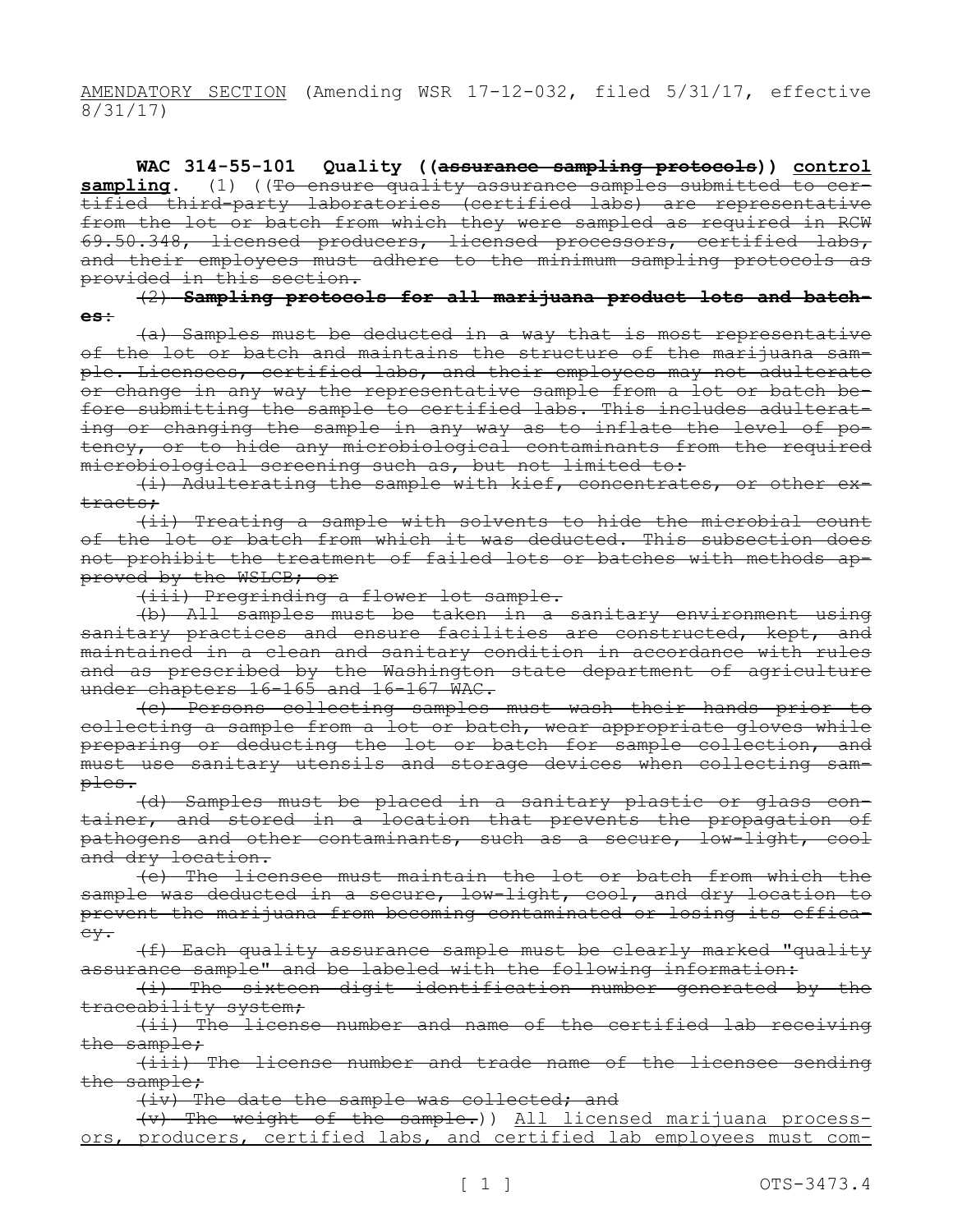AMENDATORY SECTION (Amending WSR 17-12-032, filed 5/31/17, effective 8/31/17)

**WAC 314-55-101 Quality ((~~assurance sampling protocols~~)) control sampling.** (1) ((~~To ensure quality assurance samples submitted to certified third-party laboratories (certified labs) are representative from the lot or batch from which they were sampled as required in RCW 69.50.348, licensed producers, licensed processors, certified labs, and their employees must adhere to the minimum sampling protocols as provided in this section.~~

~~(2) **Sampling protocols for all marijuana product lots and batches:**~~

~~(a) Samples must be deducted in a way that is most representative of the lot or batch and maintains the structure of the marijuana sample. Licensees, certified labs, and their employees may not adulterate or change in any way the representative sample from a lot or batch before submitting the sample to certified labs. This includes adulterating or changing the sample in any way as to inflate the level of potency, or to hide any microbiological contaminants from the required microbiological screening such as, but not limited to:~~

~~(i) Adulterating the sample with kief, concentrates, or other extracts;~~

~~(ii) Treating a sample with solvents to hide the microbial count of the lot or batch from which it was deducted. This subsection does not prohibit the treatment of failed lots or batches with methods approved by the WSLCB; or~~

~~(iii) Pregrinding a flower lot sample.~~

~~(b) All samples must be taken in a sanitary environment using sanitary practices and ensure facilities are constructed, kept, and maintained in a clean and sanitary condition in accordance with rules and as prescribed by the Washington state department of agriculture under chapters 16-165 and 16-167 WAC.~~

~~(c) Persons collecting samples must wash their hands prior to collecting a sample from a lot or batch, wear appropriate gloves while preparing or deducting the lot or batch for sample collection, and must use sanitary utensils and storage devices when collecting samples.~~

~~(d) Samples must be placed in a sanitary plastic or glass container, and stored in a location that prevents the propagation of pathogens and other contaminants, such as a secure, low-light, cool and dry location.~~

~~(e) The licensee must maintain the lot or batch from which the sample was deducted in a secure, low-light, cool, and dry location to prevent the marijuana from becoming contaminated or losing its efficacy.~~

~~(f) Each quality assurance sample must be clearly marked "quality assurance sample" and be labeled with the following information:~~

~~(i) The sixteen digit identification number generated by the traceability system;~~

~~(ii) The license number and name of the certified lab receiving the sample;~~

~~(iii) The license number and trade name of the licensee sending the sample;~~

~~(iv) The date the sample was collected; and~~

~~(v) The weight of the sample.~~)) <u>All licensed marijuana processors, producers, certified labs, and certified lab employees must com-</u>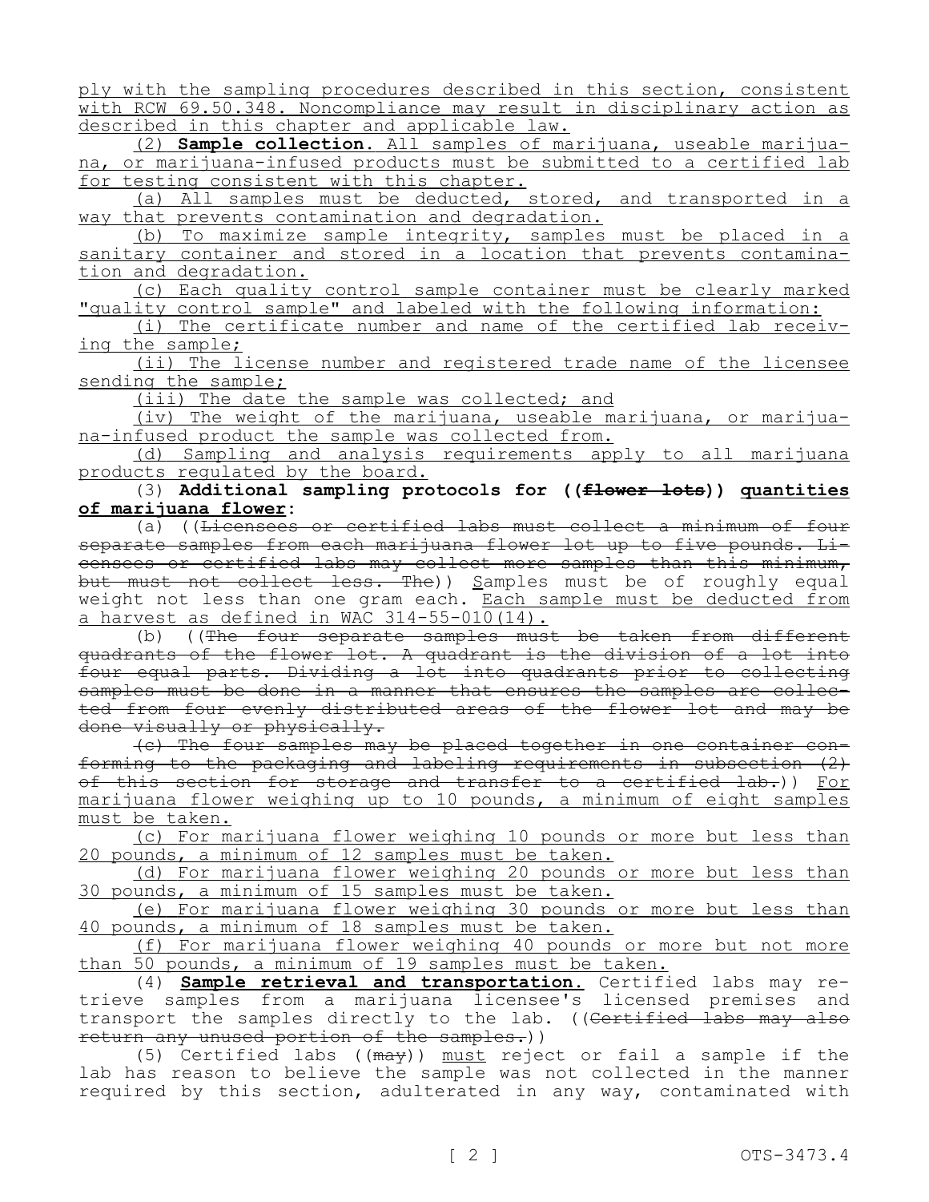ply with the sampling procedures described in this section, consistent with RCW 69.50.348. Noncompliance may result in disciplinary action as described in this chapter and applicable law.

(2) **Sample collection.** All samples of marijuana, useable marijuana, or marijuana-infused products must be submitted to a certified lab for testing consistent with this chapter.

(a) All samples must be deducted, stored, and transported in a way that prevents contamination and degradation.

(b) To maximize sample integrity, samples must be placed in a sanitary container and stored in a location that prevents contamination and degradation.

(c) Each quality control sample container must be clearly marked "quality control sample" and labeled with the following information:

(i) The certificate number and name of the certified lab receiving the sample;

(ii) The license number and registered trade name of the licensee sending the sample;

(iii) The date the sample was collected; and

(iv) The weight of the marijuana, useable marijuana, or marijuana-infused product the sample was collected from.

(d) Sampling and analysis requirements apply to all marijuana products regulated by the board.

(3) **Additional sampling protocols for ((~~flower lots~~)) quantities of marijuana flower:**

(a) ((~~Licensees or certified labs must collect a minimum of four separate samples from each marijuana flower lot up to five pounds. Licensees or certified labs may collect more samples than this minimum, but must not collect less. The~~)) Samples must be of roughly equal weight not less than one gram each. Each sample must be deducted from a harvest as defined in WAC 314-55-010(14).

(b) ((~~The four separate samples must be taken from different quadrants of the flower lot. A quadrant is the division of a lot into four equal parts. Dividing a lot into quadrants prior to collecting samples must be done in a manner that ensures the samples are collected from four evenly distributed areas of the flower lot and may be done visually or physically.~~

~~(c) The four samples may be placed together in one container conforming to the packaging and labeling requirements in subsection (2) of this section for storage and transfer to a certified lab.~~)) For marijuana flower weighing up to 10 pounds, a minimum of eight samples must be taken.

(c) For marijuana flower weighing 10 pounds or more but less than 20 pounds, a minimum of 12 samples must be taken.

(d) For marijuana flower weighing 20 pounds or more but less than 30 pounds, a minimum of 15 samples must be taken.

(e) For marijuana flower weighing 30 pounds or more but less than 40 pounds, a minimum of 18 samples must be taken.

(f) For marijuana flower weighing 40 pounds or more but not more than 50 pounds, a minimum of 19 samples must be taken.

(4) **Sample retrieval and transportation.** Certified labs may retrieve samples from a marijuana licensee's licensed premises and transport the samples directly to the lab. ((~~Certified labs may also return any unused portion of the samples.~~))

(5) Certified labs ((~~may~~)) must reject or fail a sample if the lab has reason to believe the sample was not collected in the manner required by this section, adulterated in any way, contaminated with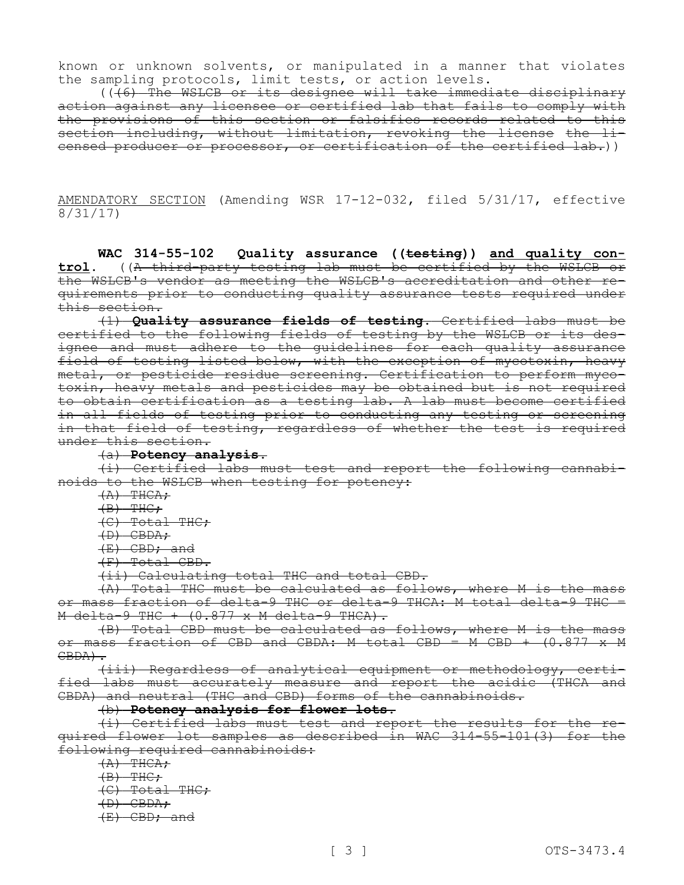known or unknown solvents, or manipulated in a manner that violates the sampling protocols, limit tests, or action levels.

((~~(6) The WSLCB or its designee will take immediate disciplinary action against any licensee or certified lab that fails to comply with the provisions of this section or falsifies records related to this section including, without limitation, revoking the license the licensed producer or processor, or certification of the certified lab.~~))

<u>AMENDATORY SECTION</u> (Amending WSR 17-12-032, filed 5/31/17, effective 8/31/17)

**WAC 314-55-102 Quality assurance ((~~testing~~)) <u>and quality control</u>.** ((~~A third-party testing lab must be certified by the WSLCB or the WSLCB's vendor as meeting the WSLCB's accreditation and other requirements prior to conducting quality assurance tests required under this section.~~

~~(1) **Quality assurance fields of testing.** Certified labs must be certified to the following fields of testing by the WSLCB or its designee and must adhere to the guidelines for each quality assurance field of testing listed below, with the exception of mycotoxin, heavy metal, or pesticide residue screening. Certification to perform mycotoxin, heavy metals and pesticides may be obtained but is not required to obtain certification as a testing lab. A lab must become certified in all fields of testing prior to conducting any testing or screening in that field of testing, regardless of whether the test is required under this section.~~

~~(a) **Potency analysis.**~~

~~(i) Certified labs must test and report the following cannabinoids to the WSLCB when testing for potency:~~

~~(A) THCA;~~

~~(B) THC;~~

~~(C) Total THC;~~

~~(D) CBDA;~~

~~(E) CBD; and~~

~~(F) Total CBD.~~

~~(ii) Calculating total THC and total CBD.~~

~~(A) Total THC must be calculated as follows, where M is the mass or mass fraction of delta-9 THC or delta-9 THCA: M total delta-9 THC = M delta-9 THC + (0.877 x M delta-9 THCA).~~

~~(B) Total CBD must be calculated as follows, where M is the mass or mass fraction of CBD and CBDA: M total CBD = M CBD + (0.877 x M CBDA).~~

~~(iii) Regardless of analytical equipment or methodology, certified labs must accurately measure and report the acidic (THCA and CBDA) and neutral (THC and CBD) forms of the cannabinoids.~~

~~(b) **Potency analysis for flower lots.**~~

~~(i) Certified labs must test and report the results for the required flower lot samples as described in WAC 314-55-101(3) for the following required cannabinoids:~~

~~(A) THCA;~~

~~(B) THC;~~

~~(C) Total THC;~~

~~(D) CBDA;~~

~~(E) CBD; and~~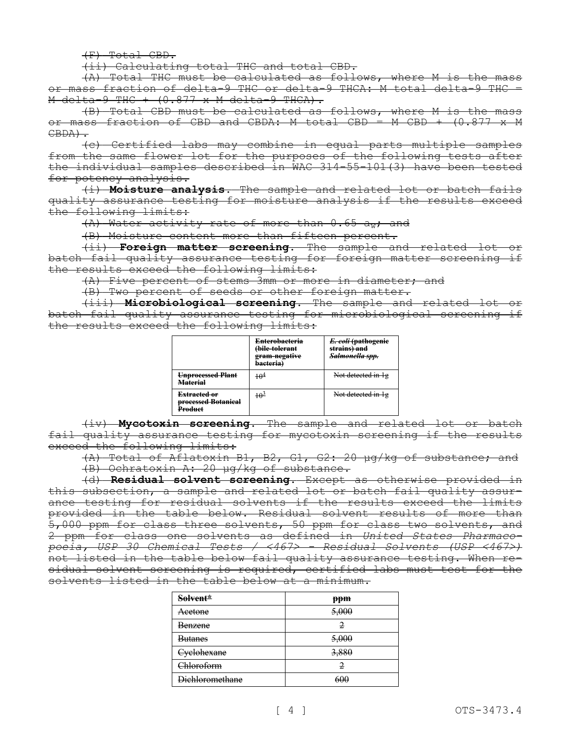(F) Total CBD.

(ii) Calculating total THC and total CBD.

(A) Total THC must be calculated as follows, where M is the mass or mass fraction of delta-9 THC or delta-9 THCA: M total delta-9 THC = M delta-9 THC + (0.877 x M delta-9 THCA).

(B) Total CBD must be calculated as follows, where M is the mass or mass fraction of CBD and CBDA: M total CBD = M CBD + (0.877 x M CBDA).

(c) Certified labs may combine in equal parts multiple samples from the same flower lot for the purposes of the following tests after the individual samples described in WAC 314-55-101(3) have been tested for potency analysis.

(i) **Moisture analysis**. The sample and related lot or batch fails quality assurance testing for moisture analysis if the results exceed the following limits:

(A) Water activity rate of more than 0.65 $a_w$; and

(B) Moisture content more than fifteen percent.

(ii) **Foreign matter screening**. The sample and related lot or batch fail quality assurance testing for foreign matter screening if the results exceed the following limits:

(A) Five percent of stems 3mm or more in diameter; and

(B) Two percent of seeds or other foreign matter.

(iii) **Microbiological screening**. The sample and related lot or batch fail quality assurance testing for microbiological screening if the results exceed the following limits:

| | **Enterobacteria (bile-tolerant gram-negative bacteria)** | ***E. coli*** **(pathogenic strains) and** ***Salmonella spp.*** |
|---|---|---|
| **Unprocessed Plant Material** | $10^4$ | Not detected in 1g |
| **Extracted or processed Botanical Product** | $10^3$ | Not detected in 1g |

(iv) **Mycotoxin screening**. The sample and related lot or batch fail quality assurance testing for mycotoxin screening if the results exceed the following limits:

(A) Total of Aflatoxin B1, B2, G1, G2: 20 μg/kg of substance; and

(B) Ochratoxin A: 20 μg/kg of substance.

(d) **Residual solvent screening**. Except as otherwise provided in this subsection, a sample and related lot or batch fail quality assurance testing for residual solvents if the results exceed the limits provided in the table below. Residual solvent results of more than 5,000 ppm for class three solvents, 50 ppm for class two solvents, and 2 ppm for class one solvents as defined in *United States Pharmacopoeia, USP 30 Chemical Tests / <467> - Residual Solvents (USP <467>)* not listed in the table below fail quality assurance testing. When residual solvent screening is required, certified labs must test for the solvents listed in the table below at a minimum.

| **Solvent*** | **ppm** |
|---|---|
| Acetone | 5,000 |
| Benzene | 2 |
| Butanes | 5,000 |
| Cyclohexane | 3,880 |
| Chloroform | 2 |
| Dichloromethane | 600 |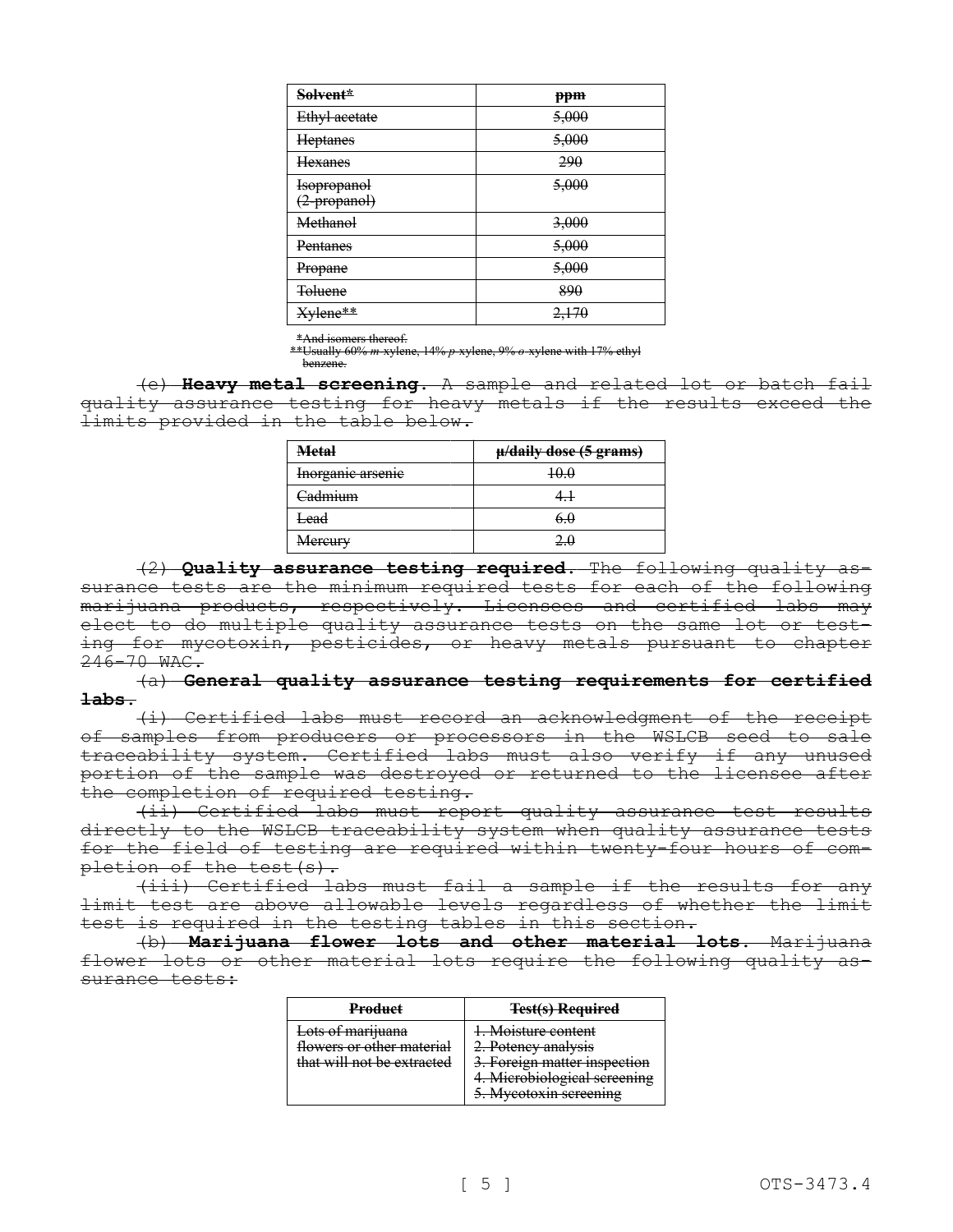| ~~Solvent*~~ | ~~ppm~~ |
|---|---|
| ~~Ethyl acetate~~ | ~~5,000~~ |
| ~~Heptanes~~ | ~~5,000~~ |
| ~~Hexanes~~ | ~~290~~ |
| ~~Isopropanol (2-propanol)~~ | ~~5,000~~ |
| ~~Methanol~~ | ~~3,000~~ |
| ~~Pentanes~~ | ~~5,000~~ |
| ~~Propane~~ | ~~5,000~~ |
| ~~Toluene~~ | ~~890~~ |
| ~~Xylene**~~ | ~~2,170~~ |

~~*And isomers thereof.~~
~~**Usually 60% *m*-xylene, 14% *p*-xylene, 9% *o*-xylene with 17% ethyl benzene.~~

~~(e) **Heavy metal screening**. A sample and related lot or batch fail quality assurance testing for heavy metals if the results exceed the limits provided in the table below.~~

| ~~Metal~~ | ~~μ/daily dose (5 grams)~~ |
|---|---|
| ~~Inorganic arsenic~~ | ~~10.0~~ |
| ~~Cadmium~~ | ~~4.1~~ |
| ~~Lead~~ | ~~6.0~~ |
| ~~Mercury~~ | ~~2.0~~ |

~~(2) **Quality assurance testing required**. The following quality assurance tests are the minimum required tests for each of the following marijuana products, respectively. Licensees and certified labs may elect to do multiple quality assurance tests on the same lot or testing for mycotoxin, pesticides, or heavy metals pursuant to chapter 246-70 WAC.~~

~~(a) **General quality assurance testing requirements for certified labs**.~~

~~(i) Certified labs must record an acknowledgment of the receipt of samples from producers or processors in the WSLCB seed to sale traceability system. Certified labs must also verify if any unused portion of the sample was destroyed or returned to the licensee after the completion of required testing.~~

~~(ii) Certified labs must report quality assurance test results directly to the WSLCB traceability system when quality assurance tests for the field of testing are required within twenty-four hours of completion of the test(s).~~

~~(iii) Certified labs must fail a sample if the results for any limit test are above allowable levels regardless of whether the limit test is required in the testing tables in this section.~~

~~(b) **Marijuana flower lots and other material lots**. Marijuana flower lots or other material lots require the following quality assurance tests:~~

| ~~Product~~ | ~~Test(s) Required~~ |
|---|---|
| ~~Lots of marijuana flowers or other material that will not be extracted~~ | ~~1. Moisture content~~<br>~~2. Potency analysis~~<br>~~3. Foreign matter inspection~~<br>~~4. Microbiological screening~~<br>~~5. Mycotoxin screening~~ |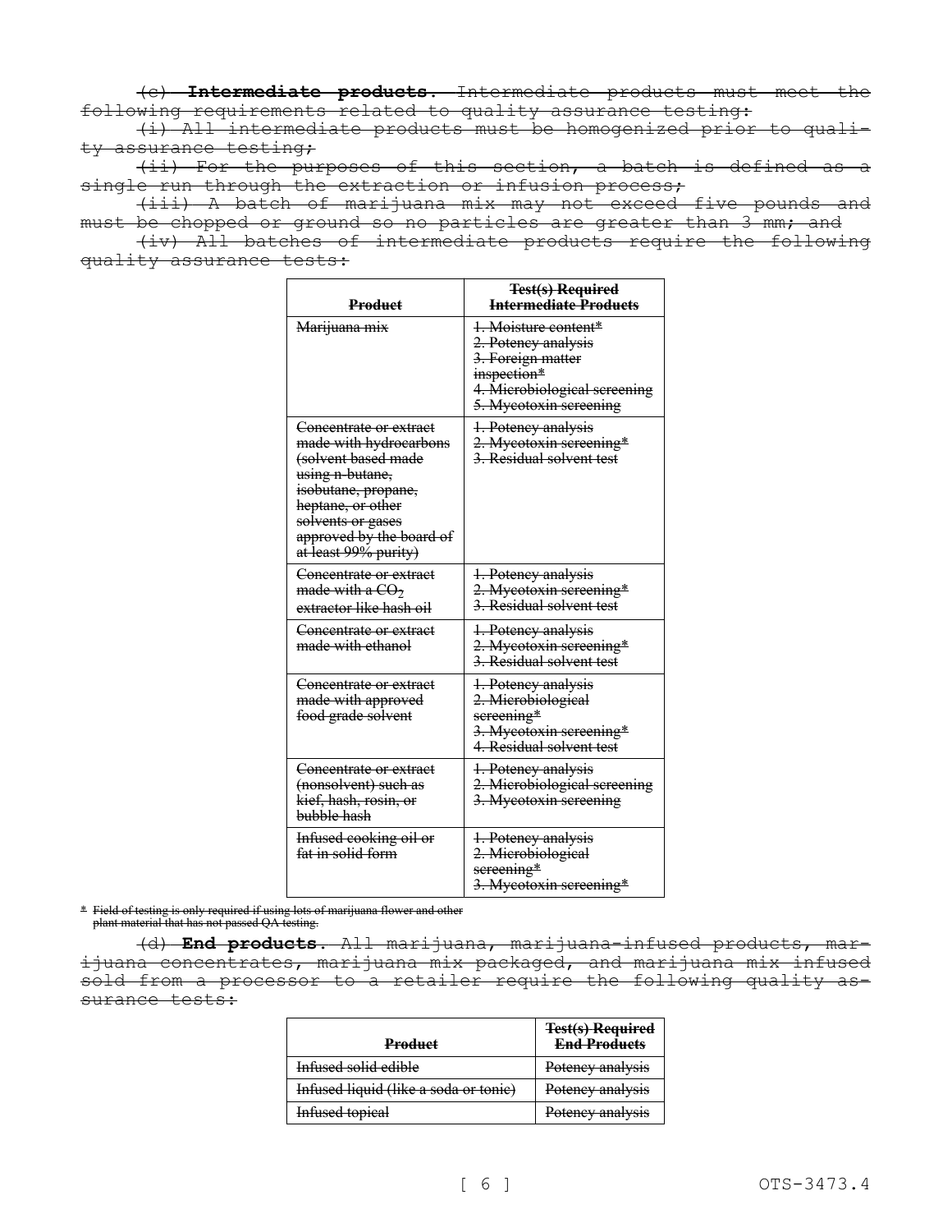~~(c) **Intermediate products.** Intermediate products must meet the following requirements related to quality assurance testing:~~

~~(i) All intermediate products must be homogenized prior to quality assurance testing;~~

~~(ii) For the purposes of this section, a batch is defined as a single run through the extraction or infusion process;~~

~~(iii) A batch of marijuana mix may not exceed five pounds and must be chopped or ground so no particles are greater than 3 mm; and~~

~~(iv) All batches of intermediate products require the following quality assurance tests:~~

| ~~**Product**~~ | ~~**Test(s) Required Intermediate Products**~~ |
|---|---|
| ~~Marijuana mix~~ | ~~1. Moisture content*~~<br>~~2. Potency analysis~~<br>~~3. Foreign matter inspection*~~<br>~~4. Microbiological screening~~<br>~~5. Mycotoxin screening~~ |
| ~~Concentrate or extract made with hydrocarbons (solvent based made using n-butane, isobutane, propane, heptane, or other solvents or gases approved by the board of at least 99% purity)~~ | ~~1. Potency analysis~~<br>~~2. Mycotoxin screening*~~<br>~~3. Residual solvent test~~ |
| ~~Concentrate or extract made with a $CO_2$ extractor like hash oil~~ | ~~1. Potency analysis~~<br>~~2. Mycotoxin screening*~~<br>~~3. Residual solvent test~~ |
| ~~Concentrate or extract made with ethanol~~ | ~~1. Potency analysis~~<br>~~2. Mycotoxin screening*~~<br>~~3. Residual solvent test~~ |
| ~~Concentrate or extract made with approved food grade solvent~~ | ~~1. Potency analysis~~<br>~~2. Microbiological screening*~~<br>~~3. Mycotoxin screening*~~<br>~~4. Residual solvent test~~ |
| ~~Concentrate or extract (nonsolvent) such as kief, hash, rosin, or bubble hash~~ | ~~1. Potency analysis~~<br>~~2. Microbiological screening~~<br>~~3. Mycotoxin screening~~ |
| ~~Infused cooking oil or fat in solid form~~ | ~~1. Potency analysis~~<br>~~2. Microbiological screening*~~<br>~~3. Mycotoxin screening*~~ |

~~* Field of testing is only required if using lots of marijuana flower and other plant material that has not passed QA testing.~~

~~(d) **End products.** All marijuana, marijuana-infused products, marijuana concentrates, marijuana mix packaged, and marijuana mix infused sold from a processor to a retailer require the following quality assurance tests:~~

| ~~**Product**~~ | ~~**Test(s) Required End Products**~~ |
|---|---|
| ~~Infused solid edible~~ | ~~Potency analysis~~ |
| ~~Infused liquid (like a soda or tonic)~~ | ~~Potency analysis~~ |
| ~~Infused topical~~ | ~~Potency analysis~~ |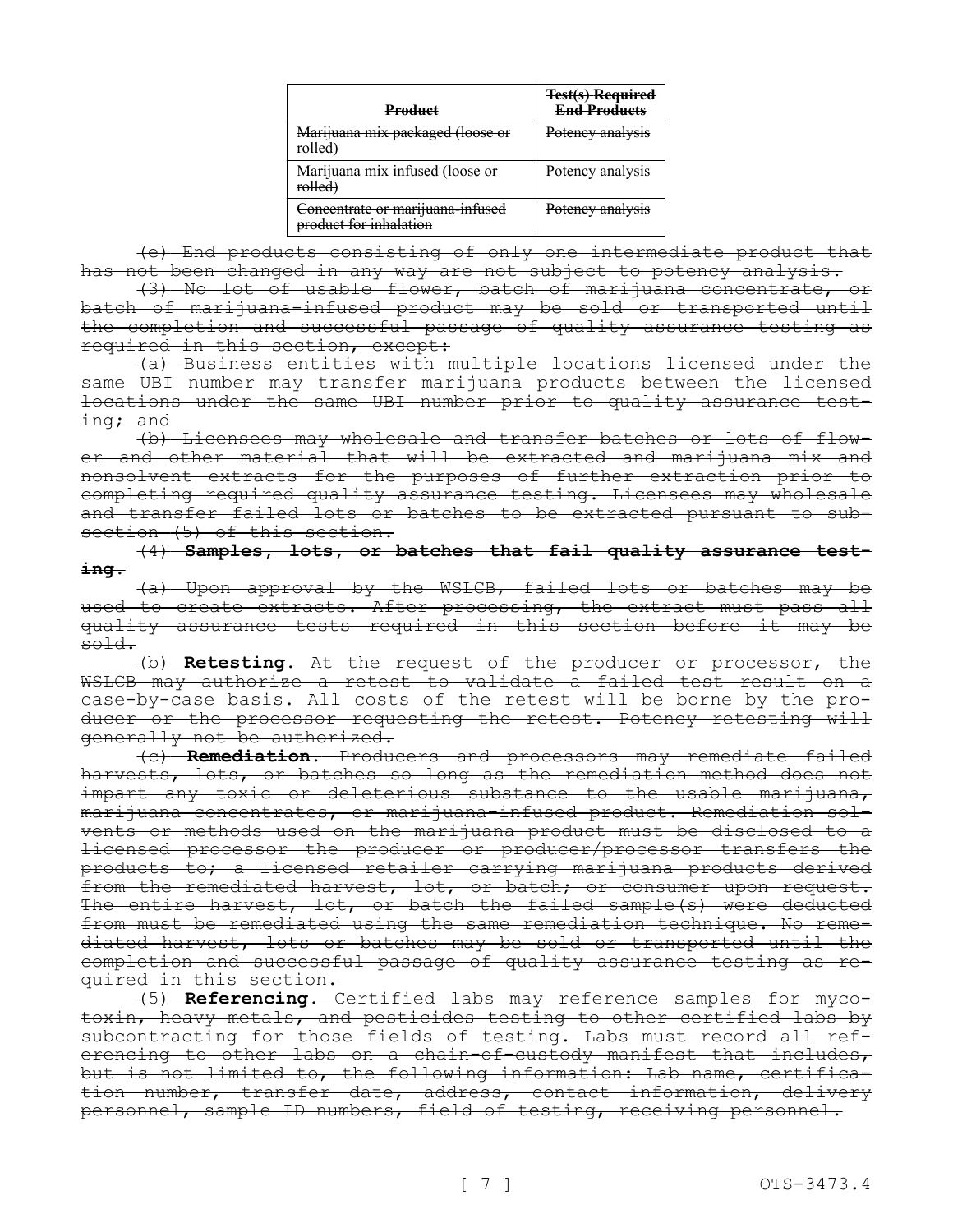| ~~Product~~ | ~~Test(s) Required End Products~~ |
|---|---|
| ~~Marijuana mix packaged (loose or rolled)~~ | ~~Potency analysis~~ |
| ~~Marijuana mix infused (loose or rolled)~~ | ~~Potency analysis~~ |
| ~~Concentrate or marijuana-infused product for inhalation~~ | ~~Potency analysis~~ |

~~(c) End products consisting of only one intermediate product that has not been changed in any way are not subject to potency analysis.~~

~~(3) No lot of usable flower, batch of marijuana concentrate, or batch of marijuana-infused product may be sold or transported until the completion and successful passage of quality assurance testing as required in this section, except:~~

~~(a) Business entities with multiple locations licensed under the same UBI number may transfer marijuana products between the licensed locations under the same UBI number prior to quality assurance testing; and~~

~~(b) Licensees may wholesale and transfer batches or lots of flower and other material that will be extracted and marijuana mix and nonsolvent extracts for the purposes of further extraction prior to completing required quality assurance testing. Licensees may wholesale and transfer failed lots or batches to be extracted pursuant to subsection (5) of this section.~~

~~(4)~~ ~~**Samples, lots, or batches that fail quality assurance testing.**~~

~~(a) Upon approval by the WSLCB, failed lots or batches may be used to create extracts. After processing, the extract must pass all quality assurance tests required in this section before it may be sold.~~

~~(b)~~ ~~**Retesting.**~~ ~~At the request of the producer or processor, the WSLCB may authorize a retest to validate a failed test result on a case-by-case basis. All costs of the retest will be borne by the producer or the processor requesting the retest. Potency retesting will generally not be authorized.~~

~~(c)~~ ~~**Remediation.**~~ ~~Producers and processors may remediate failed harvests, lots, or batches so long as the remediation method does not impart any toxic or deleterious substance to the usable marijuana, marijuana concentrates, or marijuana-infused product. Remediation solvents or methods used on the marijuana product must be disclosed to a licensed processor the producer or producer/processor transfers the products to; a licensed retailer carrying marijuana products derived from the remediated harvest, lot, or batch; or consumer upon request. The entire harvest, lot, or batch the failed sample(s) were deducted from must be remediated using the same remediation technique. No remediated harvest, lots or batches may be sold or transported until the completion and successful passage of quality assurance testing as required in this section.~~

~~(5)~~ ~~**Referencing.**~~ ~~Certified labs may reference samples for mycotoxin, heavy metals, and pesticides testing to other certified labs by subcontracting for those fields of testing. Labs must record all referencing to other labs on a chain-of-custody manifest that includes, but is not limited to, the following information: Lab name, certification number, transfer date, address, contact information, delivery personnel, sample ID numbers, field of testing, receiving personnel.~~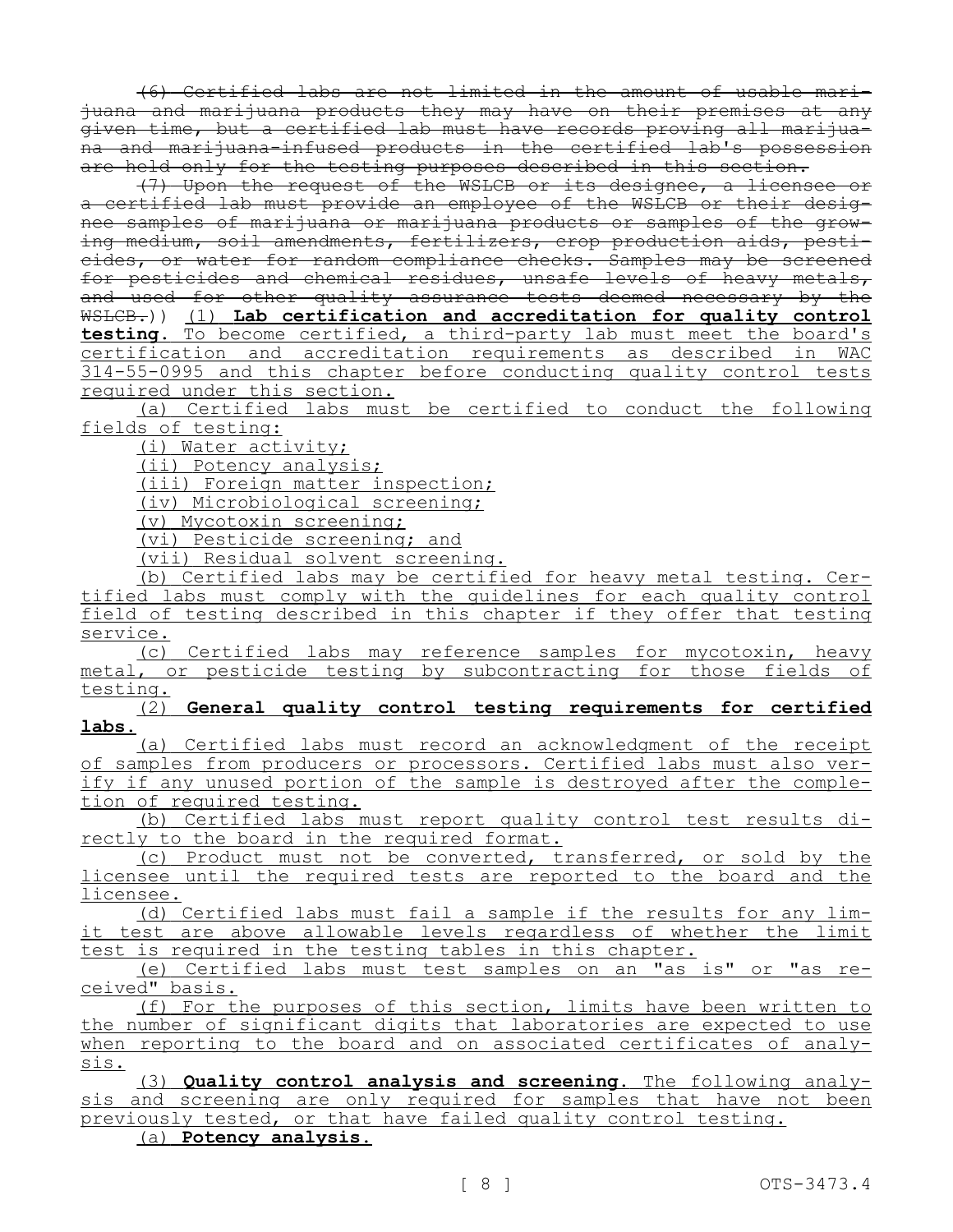(6) Certified labs are not limited in the amount of usable marijuana and marijuana products they may have on their premises at any given time, but a certified lab must have records proving all marijuana and marijuana-infused products in the certified lab's possession are held only for the testing purposes described in this section.

(7) Upon the request of the WSLCB or its designee, a licensee or a certified lab must provide an employee of the WSLCB or their designee samples of marijuana or marijuana products or samples of the growing medium, soil amendments, fertilizers, crop production aids, pesticides, or water for random compliance checks. Samples may be screened for pesticides and chemical residues, unsafe levels of heavy metals, and used for other quality assurance tests deemed necessary by the WSLCB.)) (1) **Lab certification and accreditation for quality control testing.** To become certified, a third-party lab must meet the board's certification and accreditation requirements as described in WAC 314-55-0995 and this chapter before conducting quality control tests required under this section.

(a) Certified labs must be certified to conduct the following fields of testing:

(i) Water activity;

(ii) Potency analysis;

(iii) Foreign matter inspection;

(iv) Microbiological screening;

(v) Mycotoxin screening;

(vi) Pesticide screening; and

(vii) Residual solvent screening.

(b) Certified labs may be certified for heavy metal testing. Certified labs must comply with the guidelines for each quality control field of testing described in this chapter if they offer that testing service.

(c) Certified labs may reference samples for mycotoxin, heavy metal, or pesticide testing by subcontracting for those fields of testing.

(2) **General quality control testing requirements for certified labs.**

(a) Certified labs must record an acknowledgment of the receipt of samples from producers or processors. Certified labs must also verify if any unused portion of the sample is destroyed after the completion of required testing.

(b) Certified labs must report quality control test results directly to the board in the required format.

(c) Product must not be converted, transferred, or sold by the licensee until the required tests are reported to the board and the licensee.

(d) Certified labs must fail a sample if the results for any limit test are above allowable levels regardless of whether the limit test is required in the testing tables in this chapter.

(e) Certified labs must test samples on an "as is" or "as received" basis.

(f) For the purposes of this section, limits have been written to the number of significant digits that laboratories are expected to use when reporting to the board and on associated certificates of analysis.

(3) **Quality control analysis and screening.** The following analysis and screening are only required for samples that have not been previously tested, or that have failed quality control testing.

(a) **Potency analysis.**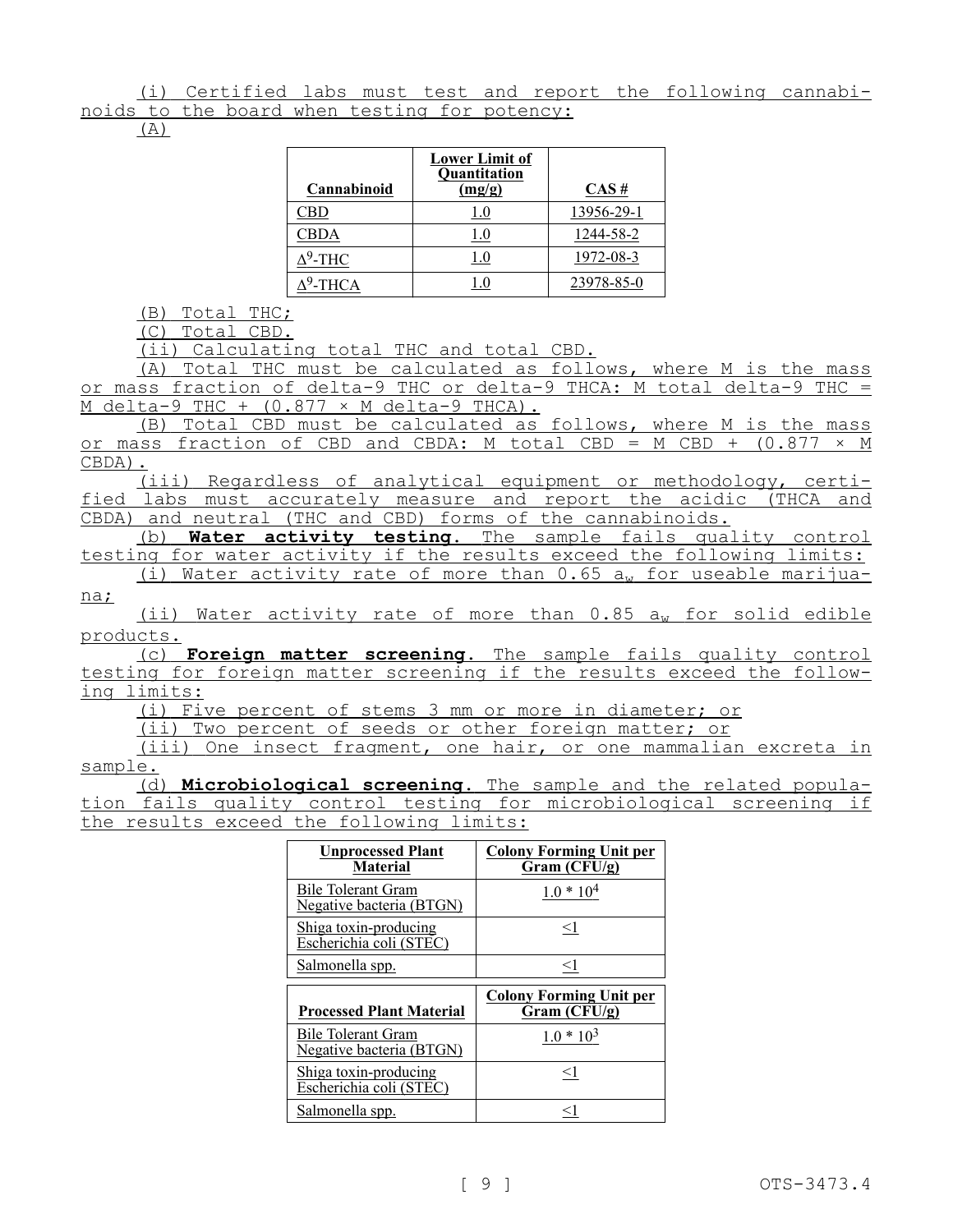(i) Certified labs must test and report the following cannabinoids to the board when testing for potency:

(A)

| Cannabinoid | Lower Limit of Quantitation (mg/g) | CAS # |
|---|---|---|
| CBD | 1.0 | 13956-29-1 |
| CBDA | 1.0 | 1244-58-2 |
| $\Delta^9$-THC | 1.0 | 1972-08-3 |
| $\Delta^9$-THCA | 1.0 | 23978-85-0 |

(B) Total THC;

(C) Total CBD.

(ii) Calculating total THC and total CBD.

(A) Total THC must be calculated as follows, where M is the mass or mass fraction of delta-9 THC or delta-9 THCA: M total delta-9 THC = M delta-9 THC + (0.877 × M delta-9 THCA).

(B) Total CBD must be calculated as follows, where M is the mass or mass fraction of CBD and CBDA: M total CBD = M CBD + (0.877 × M CBDA).

(iii) Regardless of analytical equipment or methodology, certified labs must accurately measure and report the acidic (THCA and CBDA) and neutral (THC and CBD) forms of the cannabinoids.

(b) **Water activity testing.** The sample fails quality control testing for water activity if the results exceed the following limits:

(i) Water activity rate of more than 0.65 $a_w$ for useable marijuana;

(ii) Water activity rate of more than 0.85 $a_w$ for solid edible products.

(c) **Foreign matter screening.** The sample fails quality control testing for foreign matter screening if the results exceed the following limits:

(i) Five percent of stems 3 mm or more in diameter; or

(ii) Two percent of seeds or other foreign matter; or

(iii) One insect fragment, one hair, or one mammalian excreta in sample.

(d) **Microbiological screening.** The sample and the related population fails quality control testing for microbiological screening if the results exceed the following limits:

| Unprocessed Plant Material | Colony Forming Unit per Gram (CFU/g) |
|---|---|
| Bile Tolerant Gram Negative bacteria (BTGN) | $1.0 * 10^4$ |
| Shiga toxin-producing Escherichia coli (STEC) | <1 |
| Salmonella spp. | <1 |

| Processed Plant Material | Colony Forming Unit per Gram (CFU/g) |
|---|---|
| Bile Tolerant Gram Negative bacteria (BTGN) | $1.0 * 10^3$ |
| Shiga toxin-producing Escherichia coli (STEC) | <1 |
| Salmonella spp. | <1 |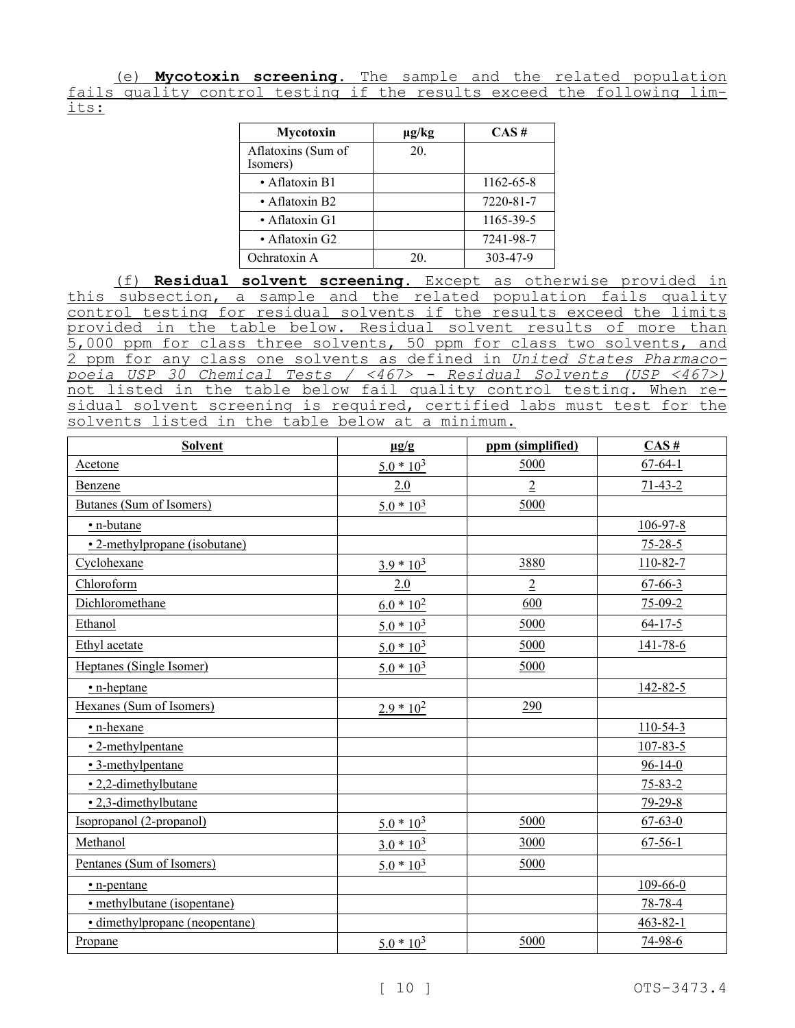(e) **Mycotoxin screening**. The sample and the related population fails quality control testing if the results exceed the following limits:

| Mycotoxin | µg/kg | CAS # |
|---|---|---|
| Aflatoxins (Sum of Isomers) | 20. | |
| • Aflatoxin B1 | | 1162-65-8 |
| • Aflatoxin B2 | | 7220-81-7 |
| • Aflatoxin G1 | | 1165-39-5 |
| • Aflatoxin G2 | | 7241-98-7 |
| Ochratoxin A | 20. | 303-47-9 |

(f) **Residual solvent screening**. Except as otherwise provided in this subsection, a sample and the related population fails quality control testing for residual solvents if the results exceed the limits provided in the table below. Residual solvent results of more than 5,000 ppm for class three solvents, 50 ppm for class two solvents, and 2 ppm for any class one solvents as defined in *United States Pharmacopoeia USP 30 Chemical Tests / <467> - Residual Solvents (USP <467>)* not listed in the table below fail quality control testing. When residual solvent screening is required, certified labs must test for the solvents listed in the table below at a minimum.

| Solvent | µg/g | ppm (simplified) | CAS # |
|---|---|---|---|
| Acetone | $5.0 * 10^3$ | 5000 | 67-64-1 |
| Benzene | 2.0 | 2 | 71-43-2 |
| Butanes (Sum of Isomers) | $5.0 * 10^3$ | 5000 | |
| • n-butane | | | 106-97-8 |
| • 2-methylpropane (isobutane) | | | 75-28-5 |
| Cyclohexane | $3.9 * 10^3$ | 3880 | 110-82-7 |
| Chloroform | 2.0 | 2 | 67-66-3 |
| Dichloromethane | $6.0 * 10^2$ | 600 | 75-09-2 |
| Ethanol | $5.0 * 10^3$ | 5000 | 64-17-5 |
| Ethyl acetate | $5.0 * 10^3$ | 5000 | 141-78-6 |
| Heptanes (Single Isomer) | $5.0 * 10^3$ | 5000 | |
| • n-heptane | | | 142-82-5 |
| Hexanes (Sum of Isomers) | $2.9 * 10^2$ | 290 | |
| • n-hexane | | | 110-54-3 |
| • 2-methylpentane | | | 107-83-5 |
| • 3-methylpentane | | | 96-14-0 |
| • 2,2-dimethylbutane | | | 75-83-2 |
| • 2,3-dimethylbutane | | | 79-29-8 |
| Isopropanol (2-propanol) | $5.0 * 10^3$ | 5000 | 67-63-0 |
| Methanol | $3.0 * 10^3$ | 3000 | 67-56-1 |
| Pentanes (Sum of Isomers) | $5.0 * 10^3$ | 5000 | |
| • n-pentane | | | 109-66-0 |
| • methylbutane (isopentane) | | | 78-78-4 |
| • dimethylpropane (neopentane) | | | 463-82-1 |
| Propane | $5.0 * 10^3$ | 5000 | 74-98-6 |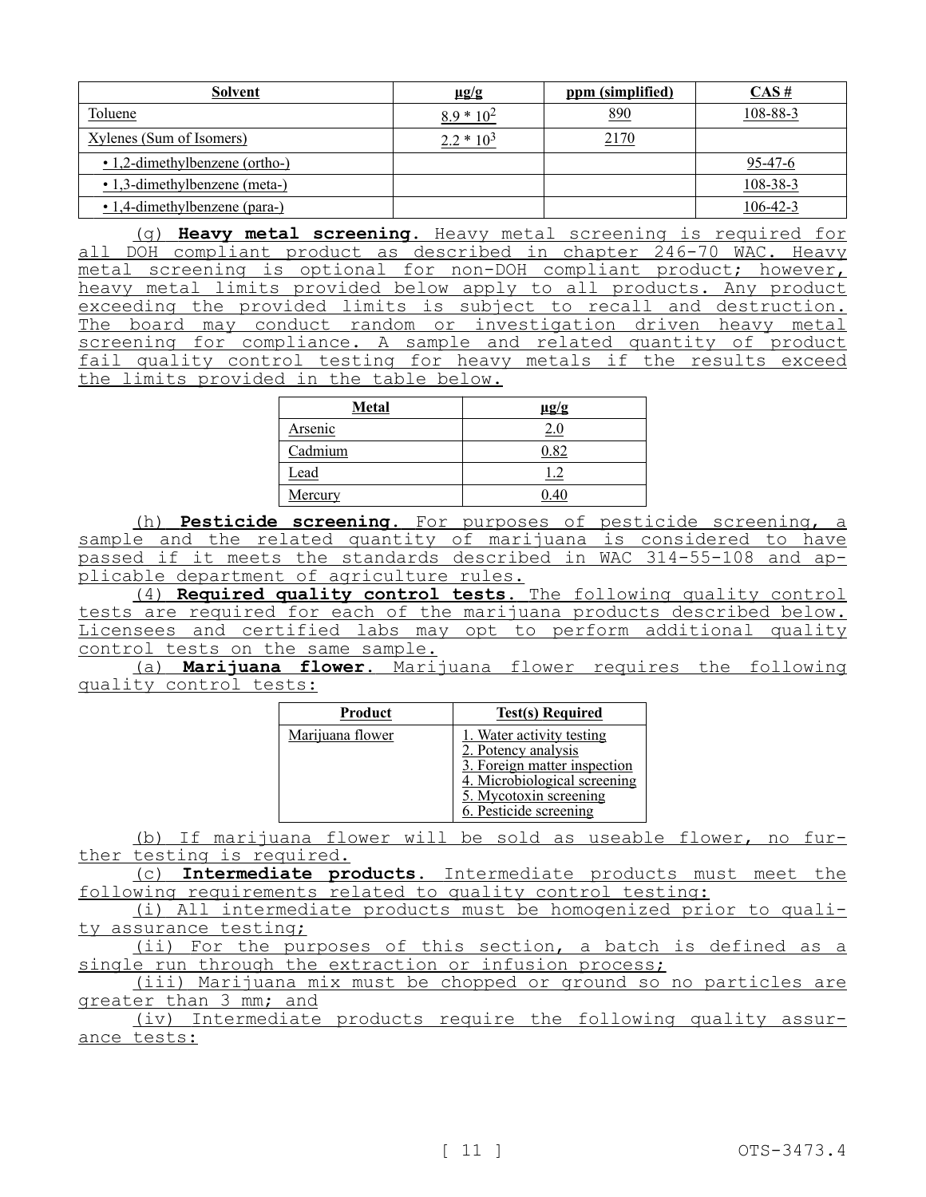| Solvent | µg/g | ppm (simplified) | CAS # |
|---|---|---|---|
| Toluene | $8.9 * 10^2$ | 890 | 108-88-3 |
| Xylenes (Sum of Isomers) | $2.2 * 10^3$ | 2170 | |
| • 1,2-dimethylbenzene (ortho-) | | | 95-47-6 |
| • 1,3-dimethylbenzene (meta-) | | | 108-38-3 |
| • 1,4-dimethylbenzene (para-) | | | 106-42-3 |

(g) **Heavy metal screening.** Heavy metal screening is required for all DOH compliant product as described in chapter 246-70 WAC. Heavy metal screening is optional for non-DOH compliant product; however, heavy metal limits provided below apply to all products. Any product exceeding the provided limits is subject to recall and destruction. The board may conduct random or investigation driven heavy metal screening for compliance. A sample and related quantity of product fail quality control testing for heavy metals if the results exceed the limits provided in the table below.

| Metal | µg/g |
|---|---|
| Arsenic | 2.0 |
| Cadmium | 0.82 |
| Lead | 1.2 |
| Mercury | 0.40 |

(h) **Pesticide screening.** For purposes of pesticide screening, a sample and the related quantity of marijuana is considered to have passed if it meets the standards described in WAC 314-55-108 and applicable department of agriculture rules.

(4) **Required quality control tests.** The following quality control tests are required for each of the marijuana products described below. Licensees and certified labs may opt to perform additional quality control tests on the same sample.

(a) **Marijuana flower.** Marijuana flower requires the following quality control tests:

| Product | Test(s) Required |
|---|---|
| Marijuana flower | 1. Water activity testing<br>2. Potency analysis<br>3. Foreign matter inspection<br>4. Microbiological screening<br>5. Mycotoxin screening<br>6. Pesticide screening |

(b) If marijuana flower will be sold as useable flower, no further testing is required.

(c) **Intermediate products.** Intermediate products must meet the following requirements related to quality control testing:

(i) All intermediate products must be homogenized prior to quality assurance testing;

(ii) For the purposes of this section, a batch is defined as a single run through the extraction or infusion process;

(iii) Marijuana mix must be chopped or ground so no particles are greater than 3 mm; and

(iv) Intermediate products require the following quality assurance tests: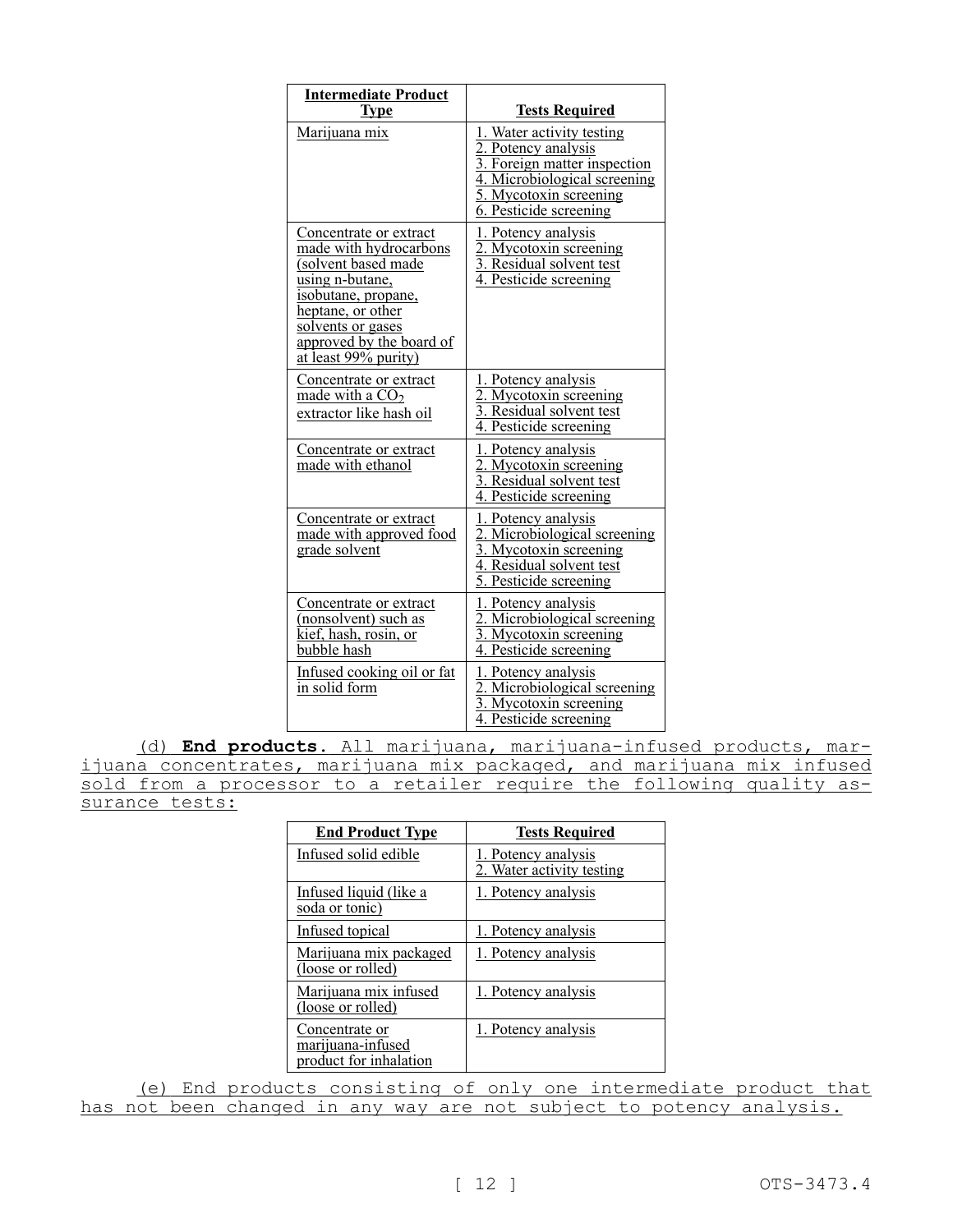| Intermediate Product Type | Tests Required |
|---|---|
| Marijuana mix | 1. Water activity testing<br>2. Potency analysis<br>3. Foreign matter inspection<br>4. Microbiological screening<br>5. Mycotoxin screening<br>6. Pesticide screening |
| Concentrate or extract made with hydrocarbons (solvent based made using n-butane, isobutane, propane, heptane, or other solvents or gases approved by the board of at least 99% purity) | 1. Potency analysis<br>2. Mycotoxin screening<br>3. Residual solvent test<br>4. Pesticide screening |
| Concentrate or extract made with a $CO_2$ extractor like hash oil | 1. Potency analysis<br>2. Mycotoxin screening<br>3. Residual solvent test<br>4. Pesticide screening |
| Concentrate or extract made with ethanol | 1. Potency analysis<br>2. Mycotoxin screening<br>3. Residual solvent test<br>4. Pesticide screening |
| Concentrate or extract made with approved food grade solvent | 1. Potency analysis<br>2. Microbiological screening<br>3. Mycotoxin screening<br>4. Residual solvent test<br>5. Pesticide screening |
| Concentrate or extract (nonsolvent) such as kief, hash, rosin, or bubble hash | 1. Potency analysis<br>2. Microbiological screening<br>3. Mycotoxin screening<br>4. Pesticide screening |
| Infused cooking oil or fat in solid form | 1. Potency analysis<br>2. Microbiological screening<br>3. Mycotoxin screening<br>4. Pesticide screening |

(d) **End products.** All marijuana, marijuana-infused products, marijuana concentrates, marijuana mix packaged, and marijuana mix infused sold from a processor to a retailer require the following quality assurance tests:

| End Product Type | Tests Required |
|---|---|
| Infused solid edible | 1. Potency analysis<br>2. Water activity testing |
| Infused liquid (like a soda or tonic) | 1. Potency analysis |
| Infused topical | 1. Potency analysis |
| Marijuana mix packaged (loose or rolled) | 1. Potency analysis |
| Marijuana mix infused (loose or rolled) | 1. Potency analysis |
| Concentrate or marijuana-infused product for inhalation | 1. Potency analysis |

(e) End products consisting of only one intermediate product that has not been changed in any way are not subject to potency analysis.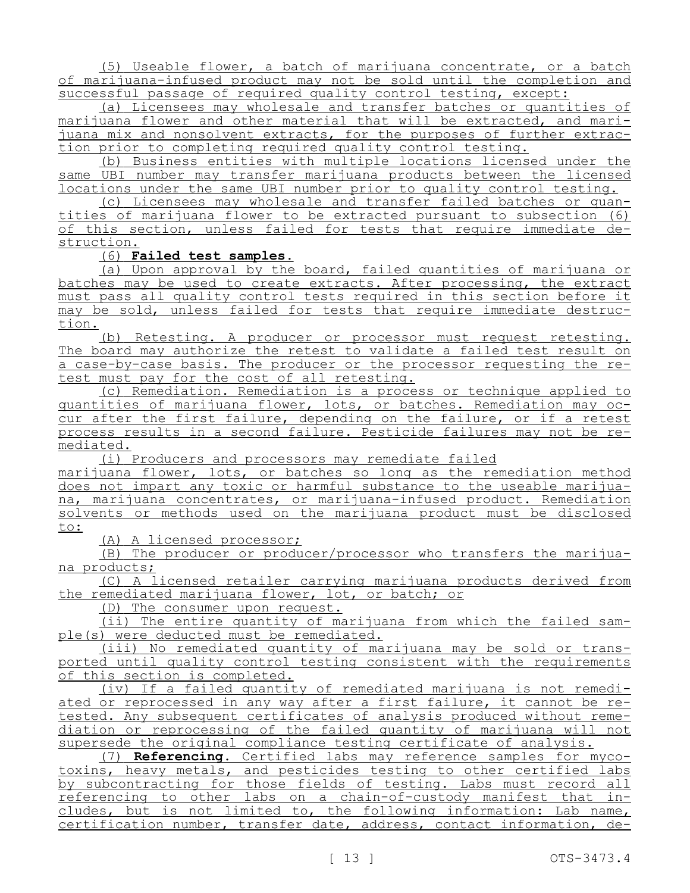(5) Useable flower, a batch of marijuana concentrate, or a batch of marijuana-infused product may not be sold until the completion and successful passage of required quality control testing, except:

(a) Licensees may wholesale and transfer batches or quantities of marijuana flower and other material that will be extracted, and marijuana mix and nonsolvent extracts, for the purposes of further extraction prior to completing required quality control testing.

(b) Business entities with multiple locations licensed under the same UBI number may transfer marijuana products between the licensed locations under the same UBI number prior to quality control testing.

(c) Licensees may wholesale and transfer failed batches or quantities of marijuana flower to be extracted pursuant to subsection (6) of this section, unless failed for tests that require immediate destruction.

(6) **Failed test samples.**

(a) Upon approval by the board, failed quantities of marijuana or batches may be used to create extracts. After processing, the extract must pass all quality control tests required in this section before it may be sold, unless failed for tests that require immediate destruction.

(b) Retesting. A producer or processor must request retesting. The board may authorize the retest to validate a failed test result on a case-by-case basis. The producer or the processor requesting the retest must pay for the cost of all retesting.

(c) Remediation. Remediation is a process or technique applied to quantities of marijuana flower, lots, or batches. Remediation may occur after the first failure, depending on the failure, or if a retest process results in a second failure. Pesticide failures may not be remediated.

(i) Producers and processors may remediate failed marijuana flower, lots, or batches so long as the remediation method does not impart any toxic or harmful substance to the useable marijuana, marijuana concentrates, or marijuana-infused product. Remediation solvents or methods used on the marijuana product must be disclosed to:

(A) A licensed processor;

(B) The producer or producer/processor who transfers the marijuana products;

(C) A licensed retailer carrying marijuana products derived from the remediated marijuana flower, lot, or batch; or

(D) The consumer upon request.

(ii) The entire quantity of marijuana from which the failed sample(s) were deducted must be remediated.

(iii) No remediated quantity of marijuana may be sold or transported until quality control testing consistent with the requirements of this section is completed.

(iv) If a failed quantity of remediated marijuana is not remediated or reprocessed in any way after a first failure, it cannot be retested. Any subsequent certificates of analysis produced without remediation or reprocessing of the failed quantity of marijuana will not supersede the original compliance testing certificate of analysis.

(7) **Referencing.** Certified labs may reference samples for mycotoxins, heavy metals, and pesticides testing to other certified labs by subcontracting for those fields of testing. Labs must record all referencing to other labs on a chain-of-custody manifest that includes, but is not limited to, the following information: Lab name, certification number, transfer date, address, contact information, de-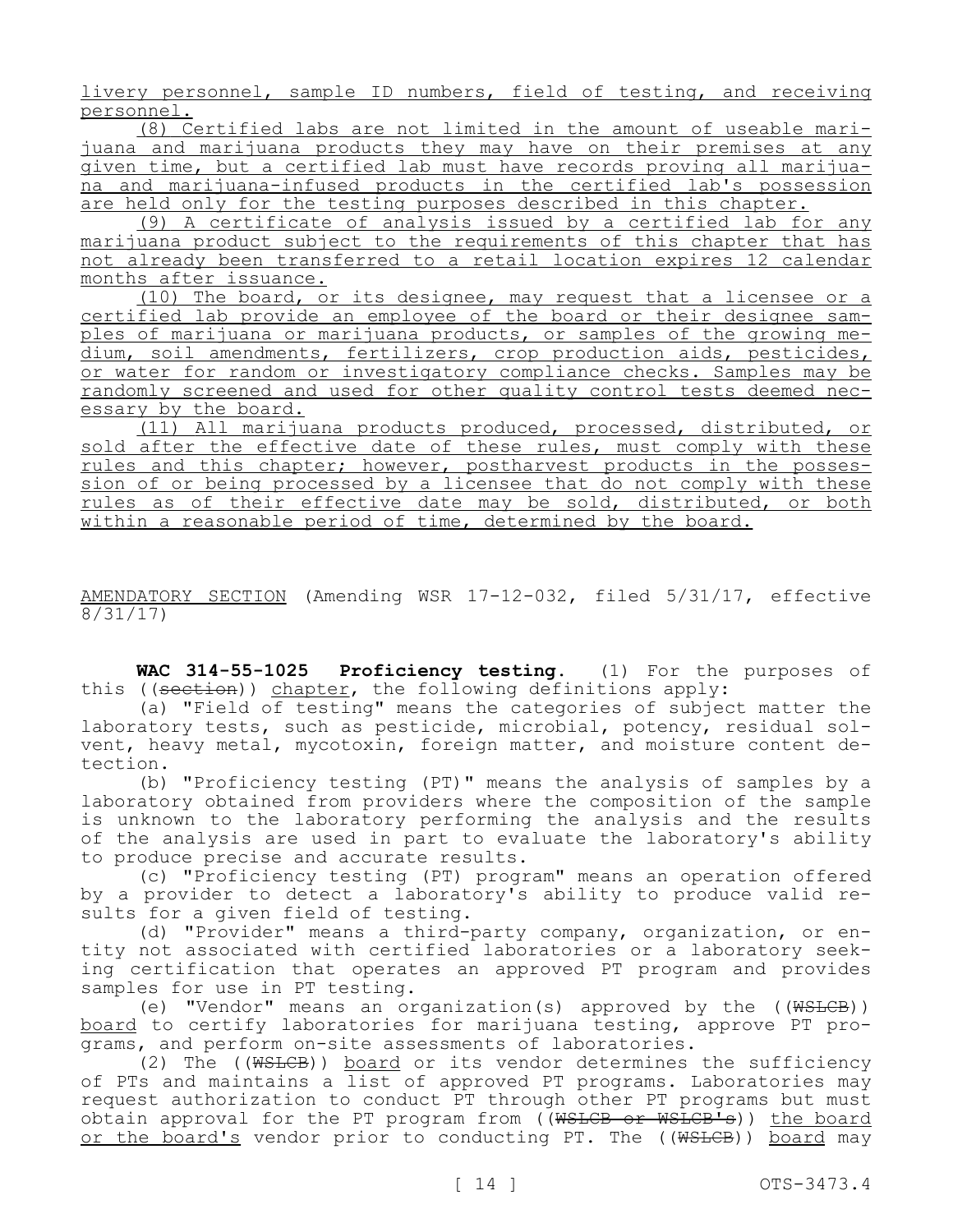livery personnel, sample ID numbers, field of testing, and receiving personnel.

(8) Certified labs are not limited in the amount of useable marijuana and marijuana products they may have on their premises at any given time, but a certified lab must have records proving all marijuana and marijuana-infused products in the certified lab's possession are held only for the testing purposes described in this chapter.

(9) A certificate of analysis issued by a certified lab for any marijuana product subject to the requirements of this chapter that has not already been transferred to a retail location expires 12 calendar months after issuance.

(10) The board, or its designee, may request that a licensee or a certified lab provide an employee of the board or their designee samples of marijuana or marijuana products, or samples of the growing medium, soil amendments, fertilizers, crop production aids, pesticides, or water for random or investigatory compliance checks. Samples may be randomly screened and used for other quality control tests deemed necessary by the board.

(11) All marijuana products produced, processed, distributed, or sold after the effective date of these rules, must comply with these rules and this chapter; however, postharvest products in the possession of or being processed by a licensee that do not comply with these rules as of their effective date may be sold, distributed, or both within a reasonable period of time, determined by the board.

AMENDATORY SECTION (Amending WSR 17-12-032, filed 5/31/17, effective 8/31/17)

**WAC 314-55-1025 Proficiency testing.** (1) For the purposes of this ((~~section~~)) chapter, the following definitions apply:

(a) "Field of testing" means the categories of subject matter the laboratory tests, such as pesticide, microbial, potency, residual solvent, heavy metal, mycotoxin, foreign matter, and moisture content detection.

(b) "Proficiency testing (PT)" means the analysis of samples by a laboratory obtained from providers where the composition of the sample is unknown to the laboratory performing the analysis and the results of the analysis are used in part to evaluate the laboratory's ability to produce precise and accurate results.

(c) "Proficiency testing (PT) program" means an operation offered by a provider to detect a laboratory's ability to produce valid results for a given field of testing.

(d) "Provider" means a third-party company, organization, or entity not associated with certified laboratories or a laboratory seeking certification that operates an approved PT program and provides samples for use in PT testing.

(e) "Vendor" means an organization(s) approved by the ((~~WSLCB~~)) board to certify laboratories for marijuana testing, approve PT programs, and perform on-site assessments of laboratories.

(2) The ((~~WSLCB~~)) board or its vendor determines the sufficiency of PTs and maintains a list of approved PT programs. Laboratories may request authorization to conduct PT through other PT programs but must obtain approval for the PT program from ((~~WSLCB or WSLCB's~~)) the board or the board's vendor prior to conducting PT. The ((~~WSLCB~~)) board may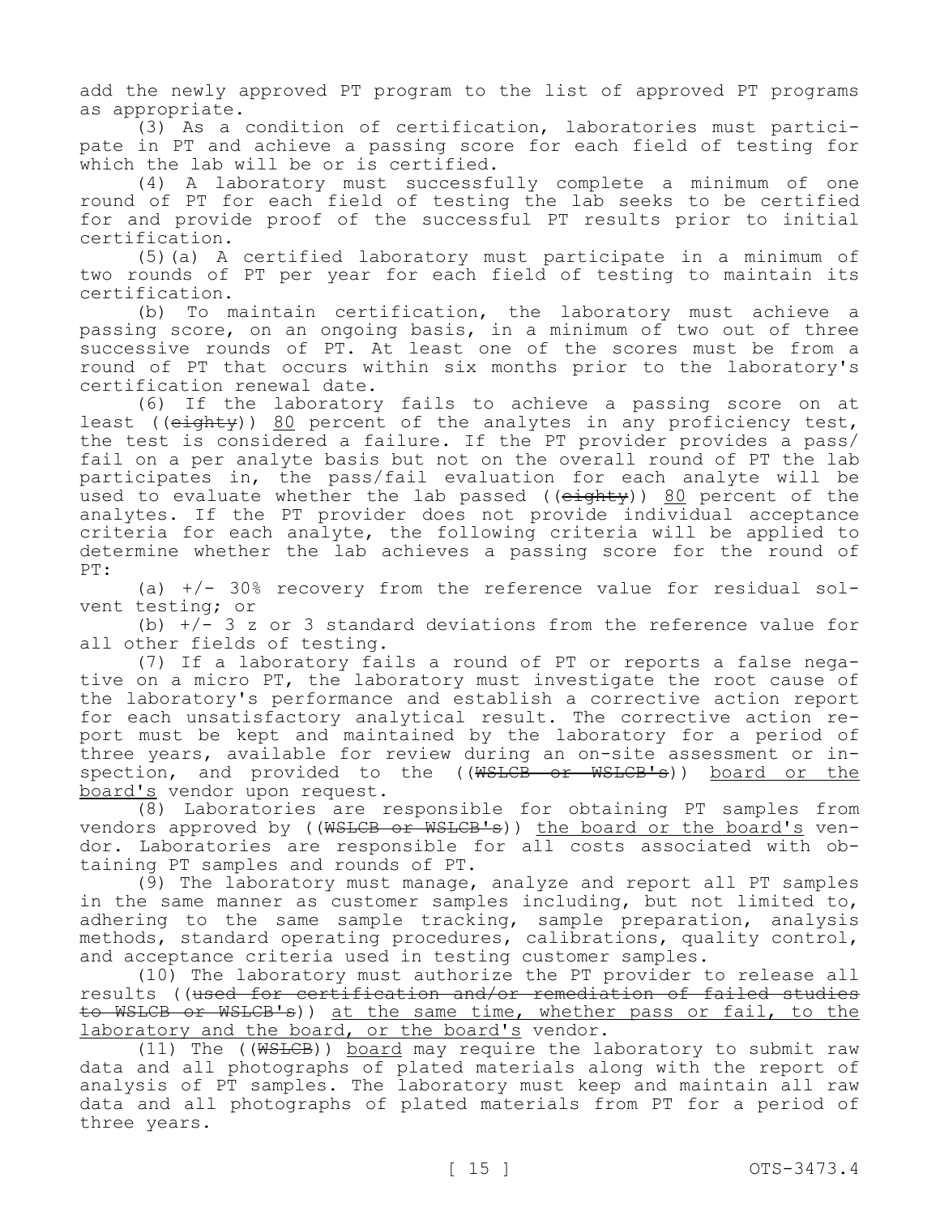add the newly approved PT program to the list of approved PT programs as appropriate.

(3) As a condition of certification, laboratories must participate in PT and achieve a passing score for each field of testing for which the lab will be or is certified.

(4) A laboratory must successfully complete a minimum of one round of PT for each field of testing the lab seeks to be certified for and provide proof of the successful PT results prior to initial certification.

(5)(a) A certified laboratory must participate in a minimum of two rounds of PT per year for each field of testing to maintain its certification.

(b) To maintain certification, the laboratory must achieve a passing score, on an ongoing basis, in a minimum of two out of three successive rounds of PT. At least one of the scores must be from a round of PT that occurs within six months prior to the laboratory's certification renewal date.

(6) If the laboratory fails to achieve a passing score on at least ((~~eighty~~)) <u>80</u> percent of the analytes in any proficiency test, the test is considered a failure. If the PT provider provides a pass/fail on a per analyte basis but not on the overall round of PT the lab participates in, the pass/fail evaluation for each analyte will be used to evaluate whether the lab passed ((~~eighty~~)) <u>80</u> percent of the analytes. If the PT provider does not provide individual acceptance criteria for each analyte, the following criteria will be applied to determine whether the lab achieves a passing score for the round of PT:

(a) +/- 30% recovery from the reference value for residual solvent testing; or

(b) +/- 3 z or 3 standard deviations from the reference value for all other fields of testing.

(7) If a laboratory fails a round of PT or reports a false negative on a micro PT, the laboratory must investigate the root cause of the laboratory's performance and establish a corrective action report for each unsatisfactory analytical result. The corrective action report must be kept and maintained by the laboratory for a period of three years, available for review during an on-site assessment or inspection, and provided to the ((~~WSLCB or WSLCB's~~)) <u>board or the board's</u> vendor upon request.

(8) Laboratories are responsible for obtaining PT samples from vendors approved by ((~~WSLCB or WSLCB's~~)) <u>the board or the board's</u> vendor. Laboratories are responsible for all costs associated with obtaining PT samples and rounds of PT.

(9) The laboratory must manage, analyze and report all PT samples in the same manner as customer samples including, but not limited to, adhering to the same sample tracking, sample preparation, analysis methods, standard operating procedures, calibrations, quality control, and acceptance criteria used in testing customer samples.

(10) The laboratory must authorize the PT provider to release all results ((~~used for certification and/or remediation of failed studies to WSLCB or WSLCB's~~)) <u>at the same time, whether pass or fail, to the laboratory and the board, or the board's</u> vendor.

(11) The ((~~WSLCB~~)) <u>board</u> may require the laboratory to submit raw data and all photographs of plated materials along with the report of analysis of PT samples. The laboratory must keep and maintain all raw data and all photographs of plated materials from PT for a period of three years.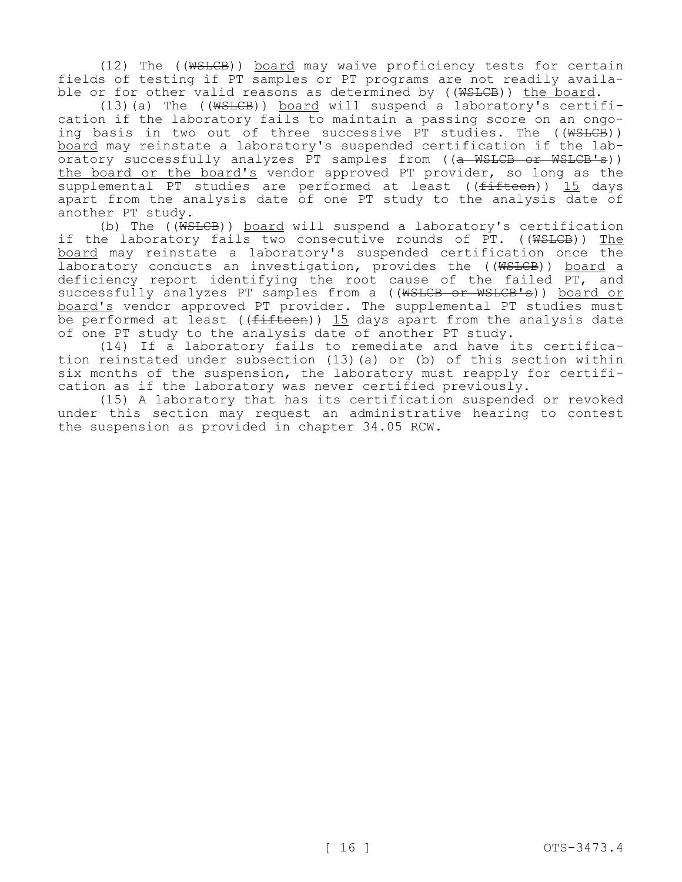(12) The ((~~WSLCB~~)) board may waive proficiency tests for certain fields of testing if PT samples or PT programs are not readily available or for other valid reasons as determined by ((~~WSLCB~~)) the board.

(13)(a) The ((~~WSLCB~~)) board will suspend a laboratory's certification if the laboratory fails to maintain a passing score on an ongoing basis in two out of three successive PT studies. The ((~~WSLCB~~)) board may reinstate a laboratory's suspended certification if the laboratory successfully analyzes PT samples from ((~~a WSLCB or WSLCB's~~)) the board or the board's vendor approved PT provider, so long as the supplemental PT studies are performed at least ((~~fifteen~~)) 15 days apart from the analysis date of one PT study to the analysis date of another PT study.

(b) The ((~~WSLCB~~)) board will suspend a laboratory's certification if the laboratory fails two consecutive rounds of PT. ((~~WSLCB~~)) The board may reinstate a laboratory's suspended certification once the laboratory conducts an investigation, provides the ((~~WSLCB~~)) board a deficiency report identifying the root cause of the failed PT, and successfully analyzes PT samples from a ((~~WSLCB or WSLCB's~~)) board or board's vendor approved PT provider. The supplemental PT studies must be performed at least ((~~fifteen~~)) 15 days apart from the analysis date of one PT study to the analysis date of another PT study.

(14) If a laboratory fails to remediate and have its certification reinstated under subsection (13)(a) or (b) of this section within six months of the suspension, the laboratory must reapply for certification as if the laboratory was never certified previously.

(15) A laboratory that has its certification suspended or revoked under this section may request an administrative hearing to contest the suspension as provided in chapter 34.05 RCW.